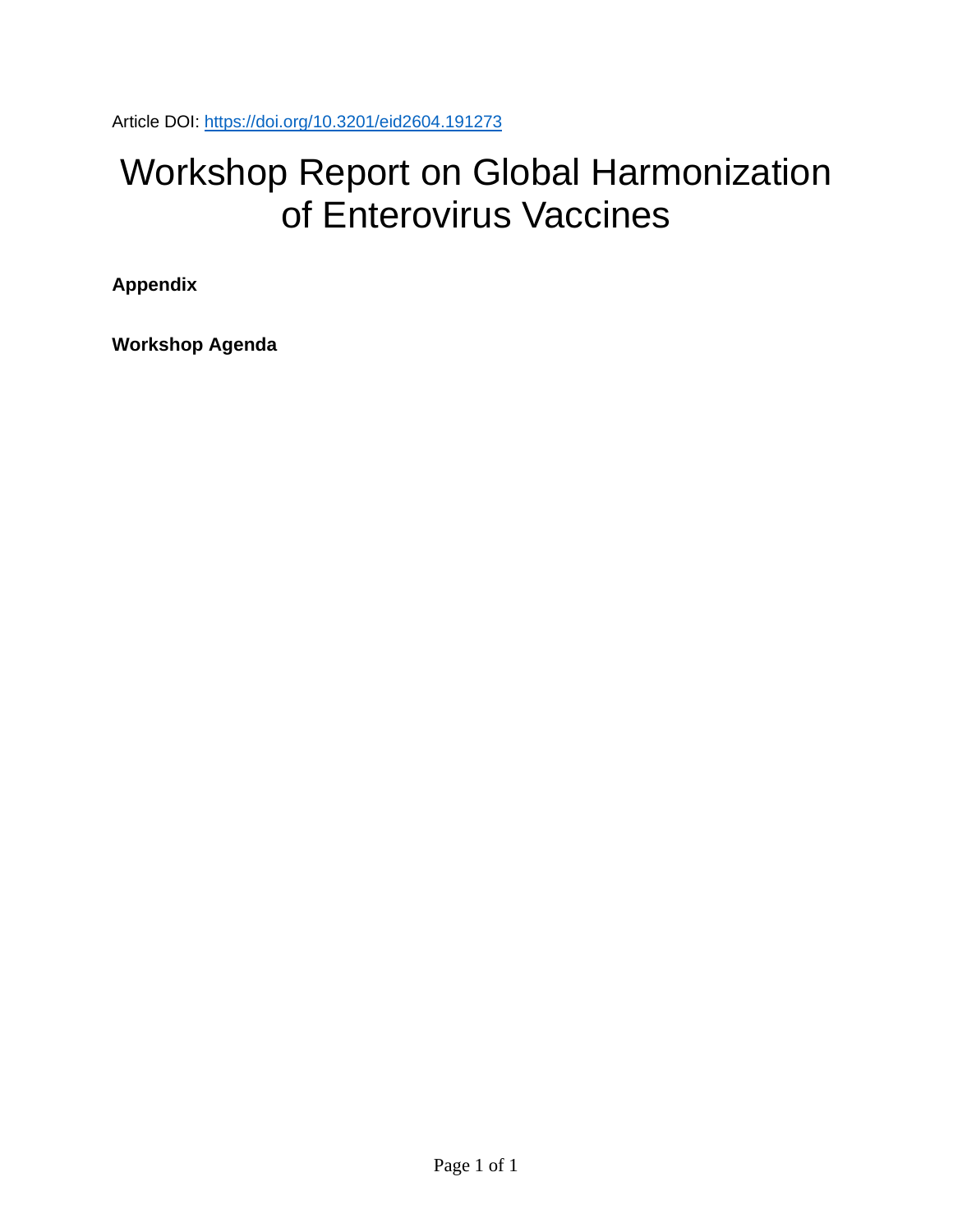Article DOI: https://doi.org/10.3201/eid2604.191273

# Workshop Report on Global Harmonization of Enterovirus Vaccines

**Appendix**

**Workshop Agenda**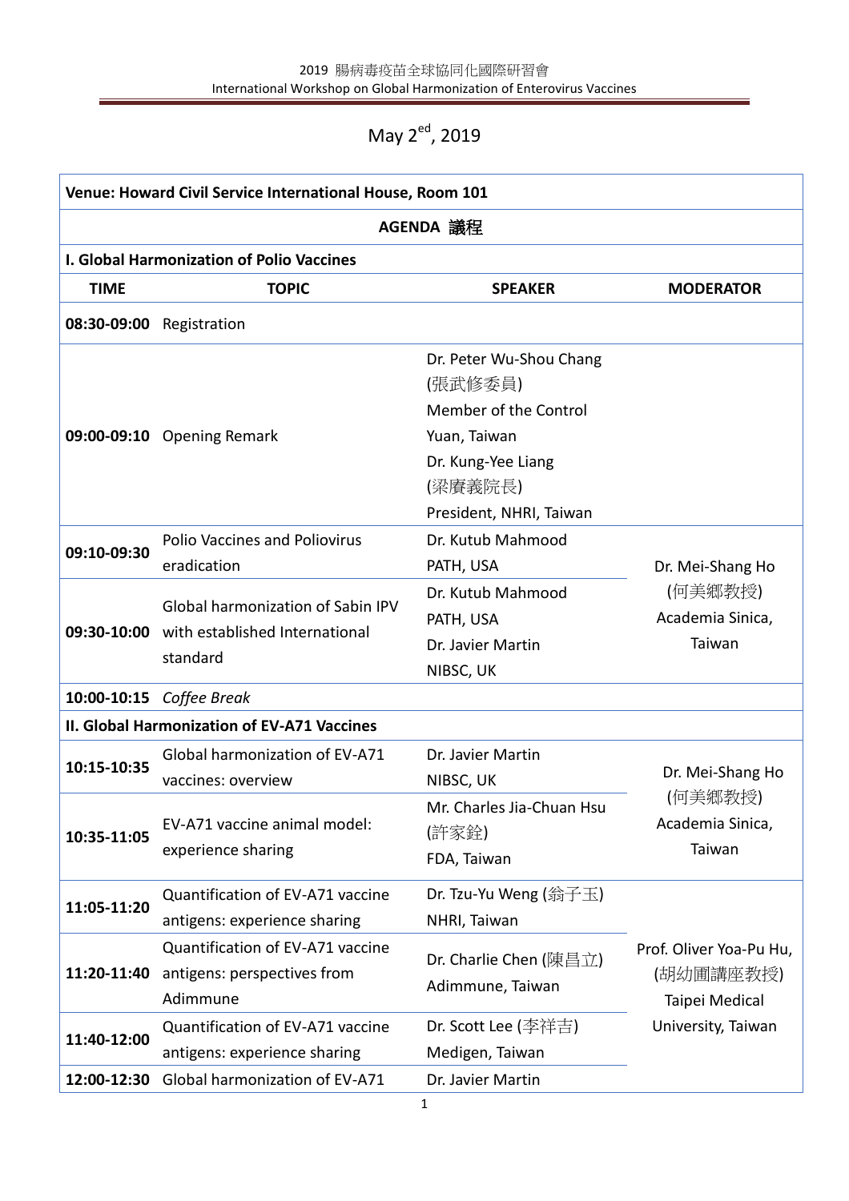May 2[ed], 2019

| Venue: Howard Civil Service International House, Room 101 | | | |
|---|---|---|---|
| **AGENDA 議程** | | | |
| **I. Global Harmonization of Polio Vaccines** | | | |
| **TIME** | **TOPIC** | **SPEAKER** | **MODERATOR** |
| **08:30-09:00** | Registration | | |
| **09:00-09:10** | Opening Remark | Dr. Peter Wu-Shou Chang (張武修委員) Member of the Control Yuan, Taiwan<br>Dr. Kung-Yee Liang (梁賡義院長) President, NHRI, Taiwan | |
| **09:10-09:30** | Polio Vaccines and Poliovirus eradication | Dr. Kutub Mahmood PATH, USA | Dr. Mei-Shang Ho (何美鄉教授) Academia Sinica, Taiwan |
| **09:30-10:00** | Global harmonization of Sabin IPV with established International standard | Dr. Kutub Mahmood PATH, USA<br>Dr. Javier Martin NIBSC, UK | |
| **10:00-10:15** | *Coffee Break* | | |
| **II. Global Harmonization of EV-A71 Vaccines** | | | |
| **10:15-10:35** | Global harmonization of EV-A71 vaccines: overview | Dr. Javier Martin NIBSC, UK | Dr. Mei-Shang Ho (何美鄉教授) Academia Sinica, Taiwan |
| **10:35-11:05** | EV-A71 vaccine animal model: experience sharing | Mr. Charles Jia-Chuan Hsu (許家銓) FDA, Taiwan | |
| **11:05-11:20** | Quantification of EV-A71 vaccine antigens: experience sharing | Dr. Tzu-Yu Weng (翁子玉) NHRI, Taiwan | Prof. Oliver Yoa-Pu Hu, (胡幼圃講座教授) Taipei Medical University, Taiwan |
| **11:20-11:40** | Quantification of EV-A71 vaccine antigens: perspectives from Adimmune | Dr. Charlie Chen (陳昌立) Adimmune, Taiwan | |
| **11:40-12:00** | Quantification of EV-A71 vaccine antigens: experience sharing | Dr. Scott Lee (李祥吉) Medigen, Taiwan | |
| **12:00-12:30** | Global harmonization of EV-A71 | Dr. Javier Martin | |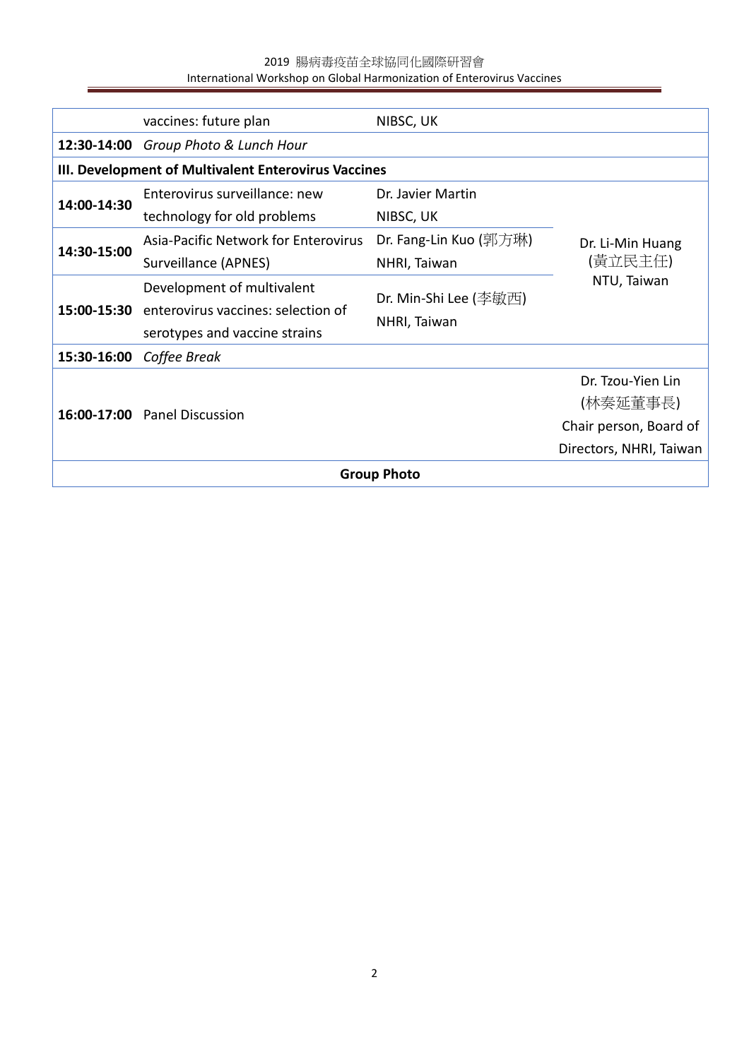| | | | |
|---|---|---|---|
| | vaccines: future plan | NIBSC, UK | |
| **12:30-14:00** | *Group Photo & Lunch Hour* | | |
| **III. Development of Multivalent Enterovirus Vaccines** | | | |
| **14:00-14:30** | Enterovirus surveillance: new technology for old problems | Dr. Javier Martin<br>NIBSC, UK | Dr. Li-Min Huang<br>(黃立民主任)<br>NTU, Taiwan |
| **14:30-15:00** | Asia-Pacific Network for Enterovirus Surveillance (APNES) | Dr. Fang-Lin Kuo (郭方琳)<br>NHRI, Taiwan | |
| **15:00-15:30** | Development of multivalent enterovirus vaccines: selection of serotypes and vaccine strains | Dr. Min-Shi Lee (李敏西)<br>NHRI, Taiwan | |
| **15:30-16:00** | *Coffee Break* | | |
| **16:00-17:00** | Panel Discussion | | Dr. Tzou-Yien Lin<br>(林奏延董事長)<br>Chair person, Board of Directors, NHRI, Taiwan |
| **Group Photo** | | | |